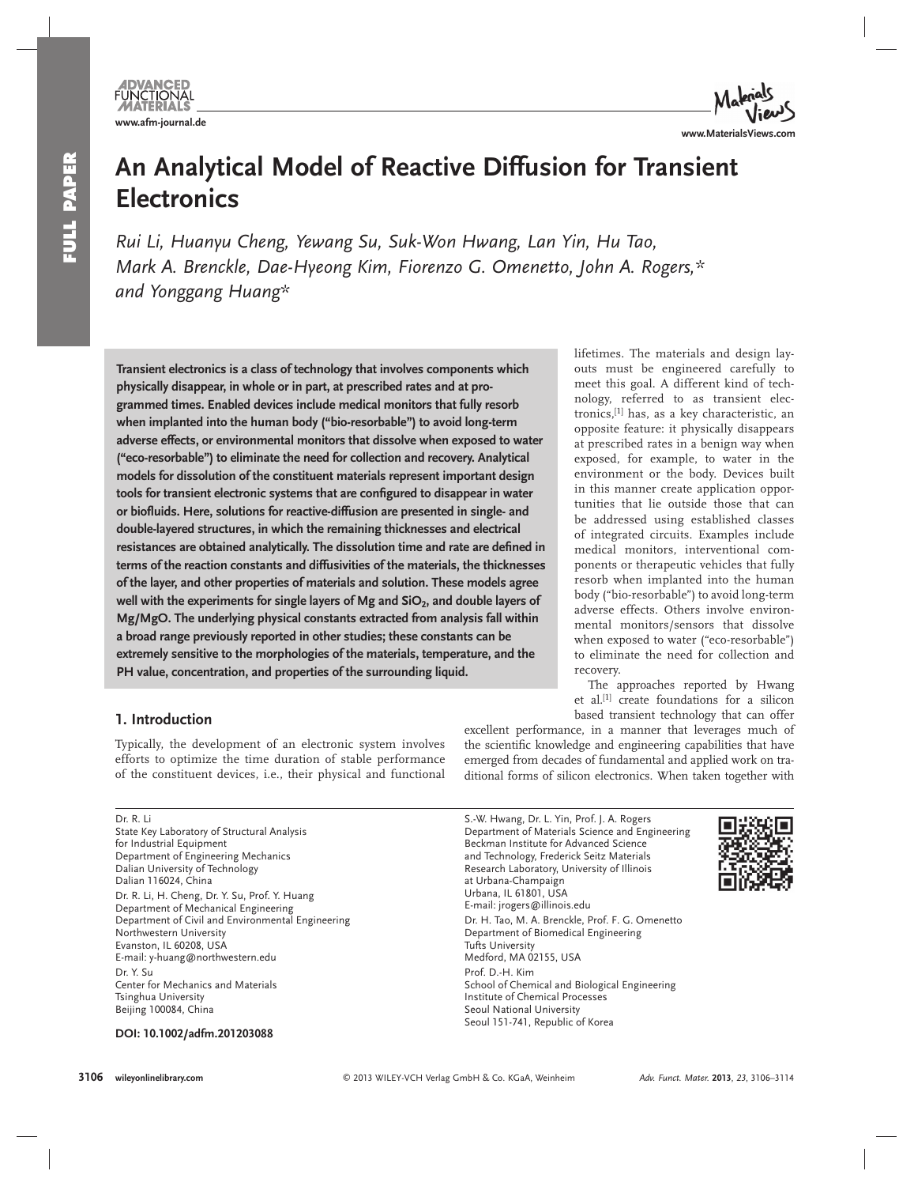# An Analytical Model of Reactive Diffusion for Transient Electronics

*Rui Li, Huanyu Cheng, Yewang Su, Suk-Won Hwang, Lan Yin, Hu Tao, Mark A. Brenckle, Dae-Hyeong Kim, Fiorenzo G. Omenetto, John A. Rogers,\* and Yonggang Huang\**

**Transient electronics is a class of technology that involves components which physically disappear, in whole or in part, at prescribed rates and at programmed times. Enabled devices include medical monitors that fully resorb when implanted into the human body ("bio-resorbable") to avoid long-term adverse effects, or environmental monitors that dissolve when exposed to water ("eco-resorbable") to eliminate the need for collection and recovery. Analytical models for dissolution of the constituent materials represent important design tools for transient electronic systems that are configured to disappear in water or biofluids. Here, solutions for reactive-diffusion are presented in single- and double-layered structures, in which the remaining thicknesses and electrical resistances are obtained analytically. The dissolution time and rate are defined in terms of the reaction constants and diffusivities of the materials, the thicknesses of the layer, and other properties of materials and solution. These models agree well with the experiments for single layers of Mg and $SiO_2$, and double layers of Mg/MgO. The underlying physical constants extracted from analysis fall within a broad range previously reported in other studies; these constants can be extremely sensitive to the morphologies of the materials, temperature, and the PH value, concentration, and properties of the surrounding liquid.**

## 1. Introduction

Typically, the development of an electronic system involves efforts to optimize the time duration of stable performance of the constituent devices, i.e., their physical and functional lifetimes. The materials and design layouts must be engineered carefully to meet this goal. A different kind of technology, referred to as transient electronics,[1] has, as a key characteristic, an opposite feature: it physically disappears at prescribed rates in a benign way when exposed, for example, to water in the environment or the body. Devices built in this manner create application opportunities that lie outside those that can be addressed using established classes of integrated circuits. Examples include medical monitors, interventional components or therapeutic vehicles that fully resorb when implanted into the human body ("bio-resorbable") to avoid long-term adverse effects. Others involve environmental monitors/sensors that dissolve when exposed to water ("eco-resorbable") to eliminate the need for collection and recovery.

The approaches reported by Hwang et al.[1] create foundations for a silicon based transient technology that can offer excellent performance, in a manner that leverages much of the scientific knowledge and engineering capabilities that have emerged from decades of fundamental and applied work on traditional forms of silicon electronics. When taken together with

Dr. R. Li
State Key Laboratory of Structural Analysis for Industrial Equipment
Department of Engineering Mechanics
Dalian University of Technology
Dalian 116024, China

Dr. R. Li, H. Cheng, Dr. Y. Su, Prof. Y. Huang
Department of Mechanical Engineering
Department of Civil and Environmental Engineering
Northwestern University
Evanston, IL 60208, USA
E-mail: y-huang@northwestern.edu

Dr. Y. Su
Center for Mechanics and Materials
Tsinghua University
Beijing 100084, China

S.-W. Hwang, Dr. L. Yin, Prof. J. A. Rogers
Department of Materials Science and Engineering
Beckman Institute for Advanced Science and Technology, Frederick Seitz Materials Research Laboratory, University of Illinois at Urbana-Champaign
Urbana, IL 61801, USA
E-mail: jrogers@illinois.edu

Dr. H. Tao, M. A. Brenckle, Prof. F. G. Omenetto
Department of Biomedical Engineering
Tufts University
Medford, MA 02155, USA

Prof. D.-H. Kim
School of Chemical and Biological Engineering
Institute of Chemical Processes
Seoul National University
Seoul 151-741, Republic of Korea

**DOI: 10.1002/adfm.201203088**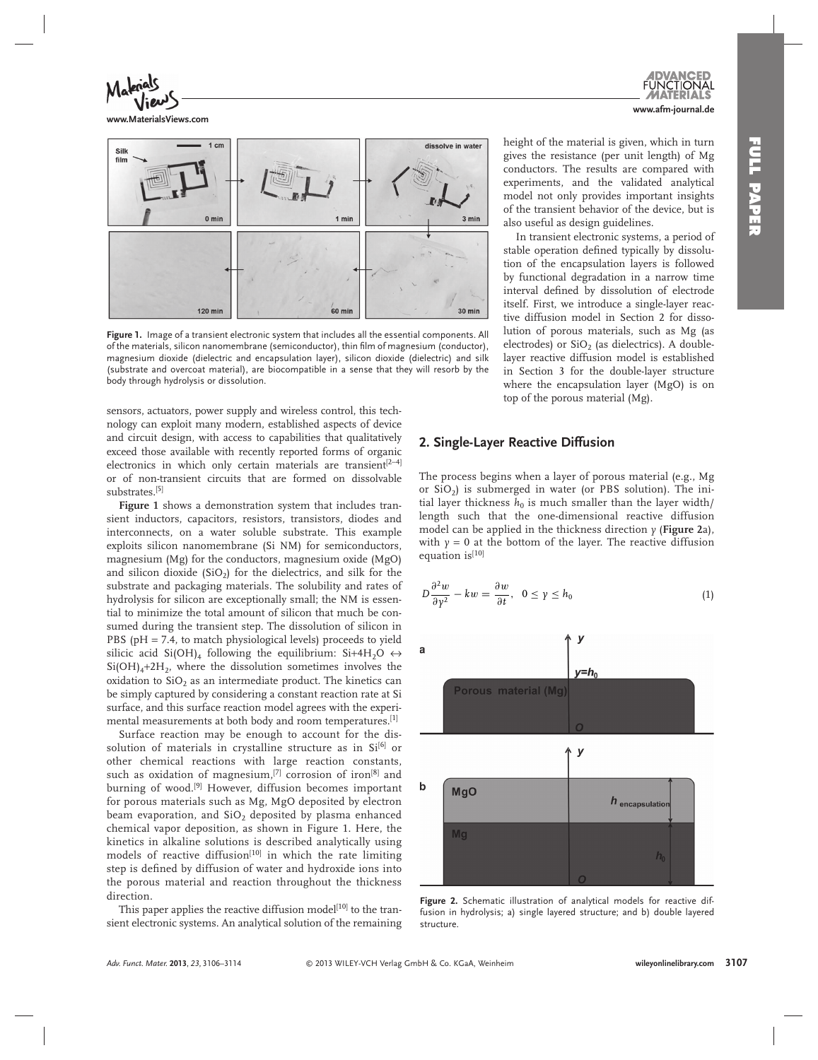Figure 1. Image of a transient electronic system that includes all the essential components. All of the materials, silicon nanomembrane (semiconductor), thin film of magnesium (conductor), magnesium dioxide (dielectric and encapsulation layer), silicon dioxide (dielectric) and silk (substrate and overcoat material), are biocompatible in a sense that they will resorb by the body through hydrolysis or dissolution.

sensors, actuators, power supply and wireless control, this technology can exploit many modern, established aspects of device and circuit design, with access to capabilities that qualitatively exceed those available with recently reported forms of organic electronics in which only certain materials are transient[2–4] or of non-transient circuits that are formed on dissolvable substrates.[5]

**Figure 1** shows a demonstration system that includes transient inductors, capacitors, resistors, transistors, diodes and interconnects, on a water soluble substrate. This example exploits silicon nanomembrane (Si NM) for semiconductors, magnesium (Mg) for the conductors, magnesium oxide (MgO) and silicon dioxide ($SiO_2$) for the dielectrics, and silk for the substrate and packaging materials. The solubility and rates of hydrolysis for silicon are exceptionally small; the NM is essential to minimize the total amount of silicon that much be consumed during the transient step. The dissolution of silicon in PBS (pH = 7.4, to match physiological levels) proceeds to yield silicic acid $Si(OH)_4$ following the equilibrium: $Si+4H_2O \leftrightarrow Si(OH)_4+2H_2$, where the dissolution sometimes involves the oxidation to $SiO_2$ as an intermediate product. The kinetics can be simply captured by considering a constant reaction rate at Si surface, and this surface reaction model agrees with the experimental measurements at both body and room temperatures.[1]

Surface reaction may be enough to account for the dissolution of materials in crystalline structure as in Si[6] or other chemical reactions with large reaction constants, such as oxidation of magnesium,[7] corrosion of iron[8] and burning of wood.[9] However, diffusion becomes important for porous materials such as Mg, MgO deposited by electron beam evaporation, and $SiO_2$ deposited by plasma enhanced chemical vapor deposition, as shown in Figure 1. Here, the kinetics in alkaline solutions is described analytically using models of reactive diffusion[10] in which the rate limiting step is defined by diffusion of water and hydroxide ions into the porous material and reaction throughout the thickness direction.

This paper applies the reactive diffusion model[10] to the transient electronic systems. An analytical solution of the remaining height of the material is given, which in turn gives the resistance (per unit length) of Mg conductors. The results are compared with experiments, and the validated analytical model not only provides important insights of the transient behavior of the device, but is also useful as design guidelines.

In transient electronic systems, a period of stable operation defined typically by dissolution of the encapsulation layers is followed by functional degradation in a narrow time interval defined by dissolution of electrode itself. First, we introduce a single-layer reactive diffusion model in Section 2 for dissolution of porous materials, such as Mg (as electrodes) or $SiO_2$ (as dielectrics). A double-layer reactive diffusion model is established in Section 3 for the double-layer structure where the encapsulation layer (MgO) is on top of the porous material (Mg).

## 2. Single-Layer Reactive Diffusion

The process begins when a layer of porous material (e.g., Mg or $SiO_2$) is submerged in water (or PBS solution). The initial layer thickness $h_0$ is much smaller than the layer width/length such that the one-dimensional reactive diffusion model can be applied in the thickness direction $y$ (**Figure 2**a), with $y = 0$ at the bottom of the layer. The reactive diffusion equation is[10]

$$D\frac{\partial^2 w}{\partial y^2} - kw = \frac{\partial w}{\partial t}, \quad 0 \leq y \leq h_0 \tag{1}$$

Figure 2. Schematic illustration of analytical models for reactive diffusion in hydrolysis; a) single layered structure; and b) double layered structure.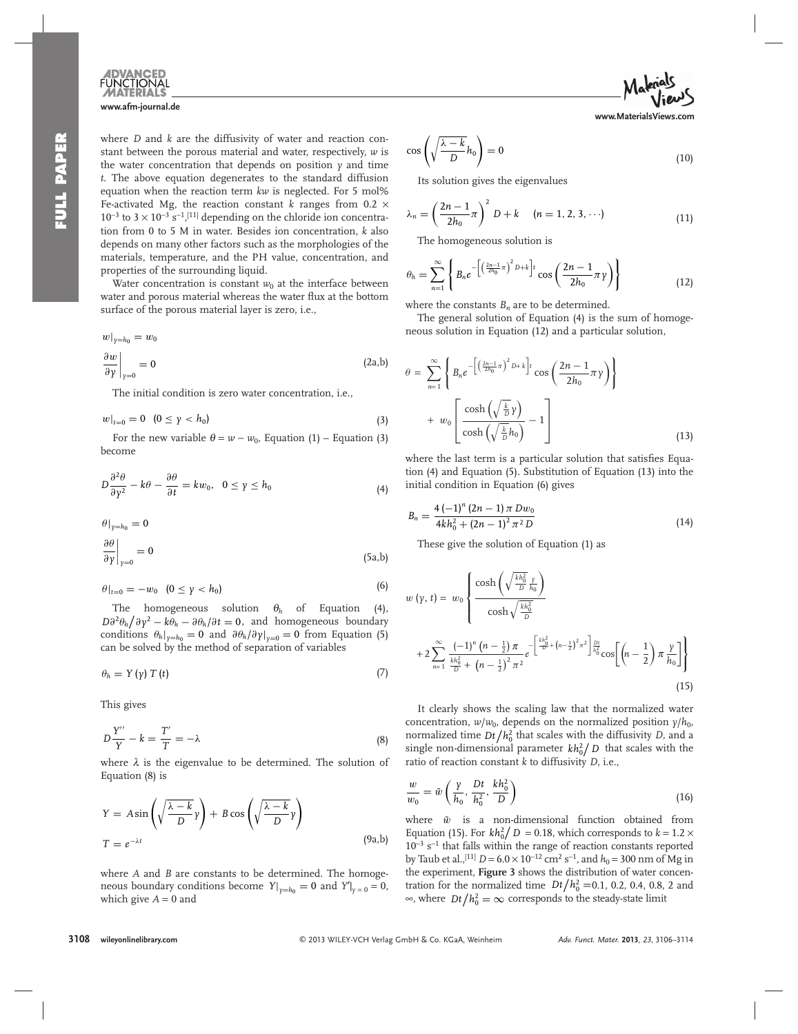where $D$ and $k$ are the diffusivity of water and reaction constant between the porous material and water, respectively, $w$ is the water concentration that depends on position $y$ and time $t$. The above equation degenerates to the standard diffusion equation when the reaction term $kw$ is neglected. For 5 mol% Fe-activated Mg, the reaction constant $k$ ranges from $0.2 \times 10^{-3}$ to $3 \times 10^{-3}$ s$^{-1}$,[11] depending on the chloride ion concentration from 0 to 5 M in water. Besides ion concentration, $k$ also depends on many other factors such as the morphologies of the materials, temperature, and the PH value, concentration, and properties of the surrounding liquid.

Water concentration is constant $w_0$ at the interface between water and porous material whereas the water flux at the bottom surface of the porous material layer is zero, i.e.,

$$w|_{y=h_0} = w_0$$

$$\left.\frac{\partial w}{\partial y}\right|_{y=0} = 0 \tag{2a,b}$$

The initial condition is zero water concentration, i.e.,

$$w|_{t=0} = 0 \quad (0 \le y < h_0) \tag{3}$$

For the new variable $\theta = w - w_0$, Equation (1) – Equation (3) become

$$D\frac{\partial^2 \theta}{\partial y^2} - k\theta - \frac{\partial \theta}{\partial t} = kw_0, \quad 0 \le y \le h_0 \tag{4}$$

$$\theta|_{y=h_0} = 0$$

$$\left.\frac{\partial \theta}{\partial y}\right|_{y=0} = 0 \tag{5a,b}$$

$$\theta|_{t=0} = -w_0 \quad (0 \le y < h_0) \tag{6}$$

The homogeneous solution $\theta_h$ of Equation (4), $D\partial^2\theta_h/\partial y^2 - k\theta_h - \partial\theta_h/\partial t = 0$, and homogeneous boundary conditions $\theta_h|_{y=h_0} = 0$ and $\partial\theta_h/\partial y|_{y=0} = 0$ from Equation (5) can be solved by the method of separation of variables

$$\theta_h = Y(y)\,T(t) \tag{7}$$

This gives

$$D\frac{Y''}{Y} - k = \frac{T'}{T} = -\lambda \tag{8}$$

where $\lambda$ is the eigenvalue to be determined. The solution of Equation (8) is

$$Y = A\sin\left(\sqrt{\frac{\lambda - k}{D}}\,y\right) + B\cos\left(\sqrt{\frac{\lambda - k}{D}}\,y\right)$$

$$T = e^{-\lambda t} \tag{9a,b}$$

where $A$ and $B$ are constants to be determined. The homogeneous boundary conditions become $Y|_{y=h_0} = 0$ and $Y'|_{y=0} = 0$, which give $A = 0$ and

$$\cos\left(\sqrt{\frac{\lambda - k}{D}}\,h_0\right) = 0 \tag{10}$$

Its solution gives the eigenvalues

$$\lambda_n = \left(\frac{2n-1}{2h_0}\pi\right)^2 D + k \quad (n = 1, 2, 3, \cdots) \tag{11}$$

The homogeneous solution is

$$\theta_h = \sum_{n=1}^{\infty}\left\{B_n e^{-\left[\left(\frac{2n-1}{2h_0}\pi\right)^2 D + k\right]t}\cos\left(\frac{2n-1}{2h_0}\pi y\right)\right\} \tag{12}$$

where the constants $B_n$ are to be determined.

The general solution of Equation (4) is the sum of homogeneous solution in Equation (12) and a particular solution,

$$\theta = \sum_{n=1}^{\infty}\left\{B_n e^{-\left[\left(\frac{2n-1}{2h_0}\pi\right)^2 D + k\right]t}\cos\left(\frac{2n-1}{2h_0}\pi y\right)\right\} + w_0\left[\frac{\cosh\left(\sqrt{\frac{k}{D}}\,y\right)}{\cosh\left(\sqrt{\frac{k}{D}}\,h_0\right)} - 1\right] \tag{13}$$

where the last term is a particular solution that satisfies Equation (4) and Equation (5). Substitution of Equation (13) into the initial condition in Equation (6) gives

$$B_n = \frac{4(-1)^n(2n-1)\pi D w_0}{4kh_0^2 + (2n-1)^2\pi^2 D} \tag{14}$$

These give the solution of Equation (1) as

$$w(y,t) = w_0\left\{\frac{\cosh\left(\sqrt{\frac{kh_0^2}{D}}\frac{y}{h_0}\right)}{\cosh\sqrt{\frac{kh_0^2}{D}}} + 2\sum_{n=1}^{\infty}\frac{(-1)^n\left(n-\frac{1}{2}\right)\pi}{\frac{kh_0^2}{D} + \left(n-\frac{1}{2}\right)^2\pi^2}e^{-\left[\frac{kh_0^2}{D} + \left(n-\frac{1}{2}\right)^2\pi^2\right]\frac{Dt}{h_0^2}}\cos\left[\left(n-\frac{1}{2}\right)\pi\frac{y}{h_0}\right]\right\} \tag{15}$$

It clearly shows the scaling law that the normalized water concentration, $w/w_0$, depends on the normalized position $y/h_0$, normalized time $Dt/h_0^2$ that scales with the diffusivity $D$, and a single non-dimensional parameter $kh_0^2/D$ that scales with the ratio of reaction constant $k$ to diffusivity $D$, i.e.,

$$\frac{w}{w_0} = \bar{w}\left(\frac{y}{h_0}, \frac{Dt}{h_0^2}, \frac{kh_0^2}{D}\right) \tag{16}$$

where $\bar{w}$ is a non-dimensional function obtained from Equation (15). For $kh_0^2/D = 0.18$, which corresponds to $k = 1.2 \times 10^{-3}$ s$^{-1}$ that falls within the range of reaction constants reported by Taub et al.,[11] $D = 6.0 \times 10^{-12}$ cm$^2$ s$^{-1}$, and $h_0 = 300$ nm of Mg in the experiment, **Figure 3** shows the distribution of water concentration for the normalized time $Dt/h_0^2 = 0.1$, 0.2, 0.4, 0.8, 2 and $\infty$, where $Dt/h_0^2 = \infty$ corresponds to the steady-state limit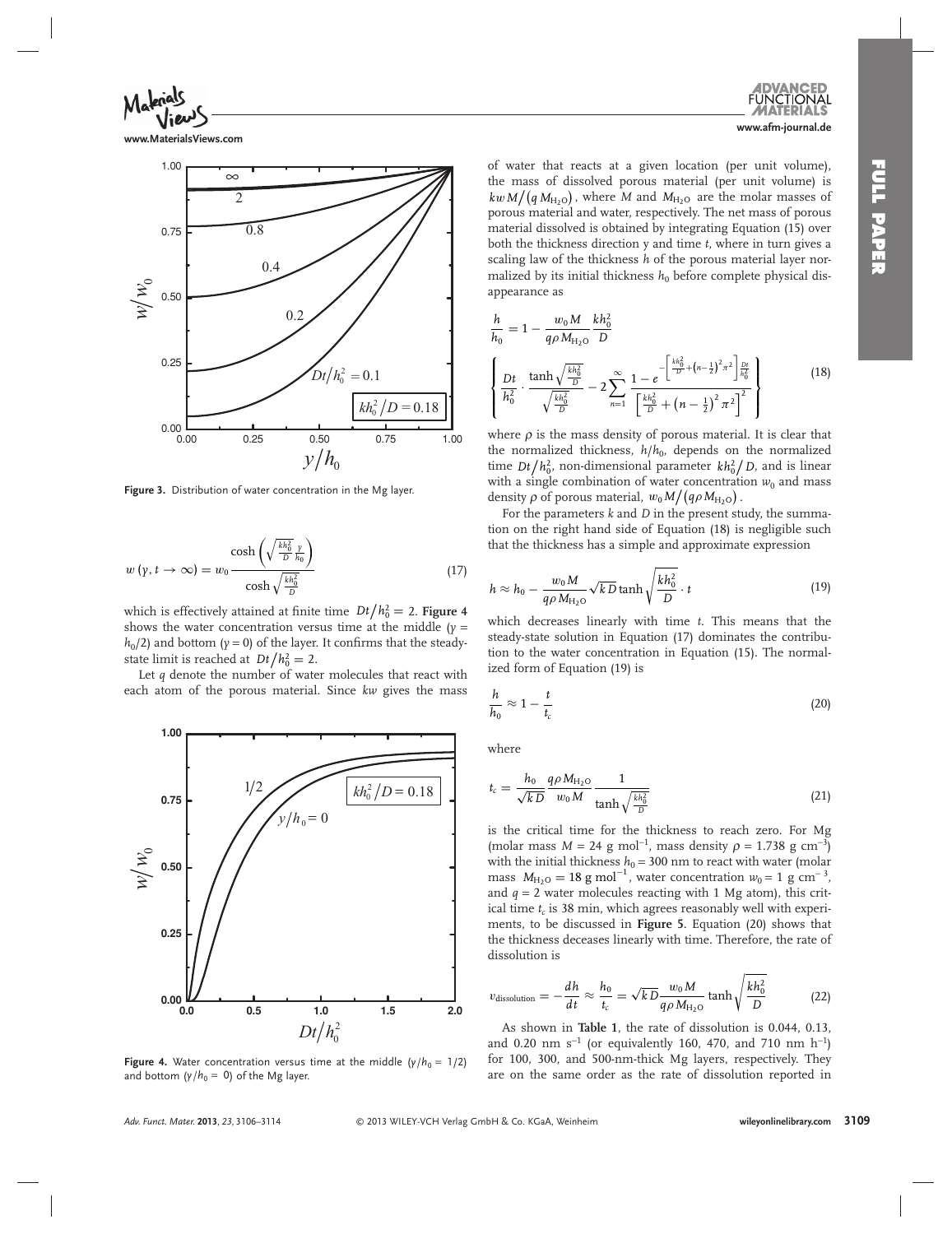Figure 3. Distribution of water concentration in the Mg layer.

$$w\,(y, t \to \infty) = w_0 \frac{\cosh\left(\sqrt{\frac{kh_0^2}{D}}\frac{y}{h_0}\right)}{\cosh\sqrt{\frac{kh_0^2}{D}}} \tag{17}$$

which is effectively attained at finite time $Dt/h_0^2 = 2$. **Figure 4** shows the water concentration versus time at the middle ($y = h_0/2$) and bottom ($y = 0$) of the layer. It confirms that the steady-state limit is reached at $Dt/h_0^2 = 2$.

Let $q$ denote the number of water molecules that react with each atom of the porous material. Since $kw$ gives the mass of water that reacts at a given location (per unit volume), the mass of dissolved porous material (per unit volume) is $kwM/(qM_{H_2O})$, where $M$ and $M_{H_2O}$ are the molar masses of porous material and water, respectively. The net mass of porous material dissolved is obtained by integrating Equation (15) over both the thickness direction y and time $t$, where in turn gives a scaling law of the thickness $h$ of the porous material layer normalized by its initial thickness $h_0$ before complete physical disappearance as

$$\frac{h}{h_0} = 1 - \frac{w_0 M}{q\rho M_{H_2O}}\frac{kh_0^2}{D}\left\{\frac{Dt}{h_0^2}\cdot\frac{\tanh\sqrt{\frac{kh_0^2}{D}}}{\sqrt{\frac{kh_0^2}{D}}} - 2\sum_{n=1}^{\infty}\frac{1 - e^{-\left[\frac{kh_0^2}{D}+\left(n-\frac{1}{2}\right)^2\pi^2\right]\frac{Dt}{h_0^2}}}{\left[\frac{kh_0^2}{D}+\left(n-\frac{1}{2}\right)^2\pi^2\right]^2}\right\} \tag{18}$$

where $\rho$ is the mass density of porous material. It is clear that the normalized thickness, $h/h_0$, depends on the normalized time $Dt/h_0^2$, non-dimensional parameter $kh_0^2/D$, and is linear with a single combination of water concentration $w_0$ and mass density $\rho$ of porous material, $w_0M/(q\rho M_{H_2O})$.

For the parameters $k$ and $D$ in the present study, the summation on the right hand side of Equation (18) is negligible such that the thickness has a simple and approximate expression

$$h \approx h_0 - \frac{w_0 M}{q\rho M_{H_2O}}\sqrt{kD}\tanh\sqrt{\frac{kh_0^2}{D}}\cdot t \tag{19}$$

which decreases linearly with time $t$. This means that the steady-state solution in Equation (17) dominates the contribution to the water concentration in Equation (15). The normalized form of Equation (19) is

$$\frac{h}{h_0} \approx 1 - \frac{t}{t_c} \tag{20}$$

where

$$t_c = \frac{h_0}{\sqrt{kD}}\frac{q\rho M_{H_2O}}{w_0 M}\frac{1}{\tanh\sqrt{\frac{kh_0^2}{D}}} \tag{21}$$

is the critical time for the thickness to reach zero. For Mg (molar mass $M$ = 24 g mol$^{-1}$, mass density $\rho$ = 1.738 g cm$^{-3}$) with the initial thickness $h_0$ = 300 nm to react with water (molar mass $M_{H_2O}$ = 18 g mol$^{-1}$, water concentration $w_0$ = 1 g cm$^{-3}$, and $q$ = 2 water molecules reacting with 1 Mg atom), this critical time $t_c$ is 38 min, which agrees reasonably well with experiments, to be discussed in **Figure 5**. Equation (20) shows that the thickness deceases linearly with time. Therefore, the rate of dissolution is

$$v_{\text{dissolution}} = -\frac{dh}{dt} \approx \frac{h_0}{t_c} = \sqrt{kD}\frac{w_0 M}{q\rho M_{H_2O}}\tanh\sqrt{\frac{kh_0^2}{D}} \tag{22}$$

As shown in **Table 1**, the rate of dissolution is 0.044, 0.13, and 0.20 nm s$^{-1}$ (or equivalently 160, 470, and 710 nm h$^{-1}$) for 100, 300, and 500-nm-thick Mg layers, respectively. They are on the same order as the rate of dissolution reported in

Figure 4. Water concentration versus time at the middle ($y/h_0$ = 1/2) and bottom ($y/h_0$ = 0) of the Mg layer.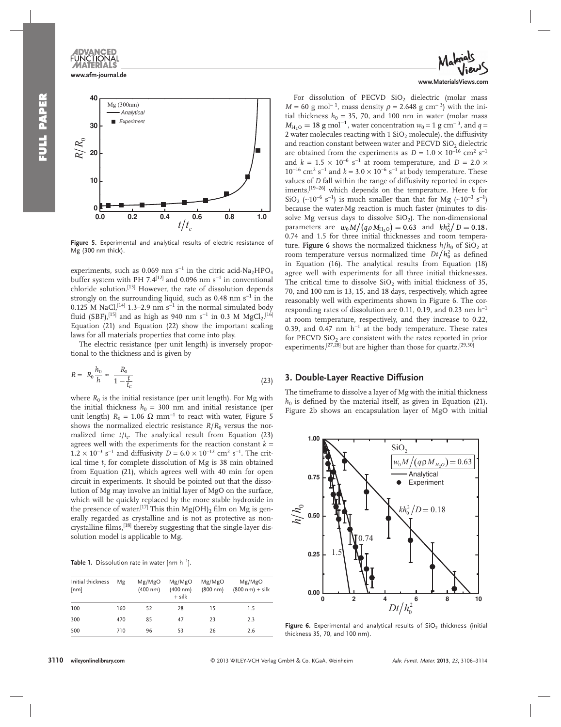Figure 5. Experimental and analytical results of electric resistance of Mg (300 nm thick).

experiments, such as 0.069 nm $s^{-1}$ in the citric acid-$Na_2HPO_4$ buffer system with PH 7.4[12] and 0.096 nm $s^{-1}$ in conventional chloride solution.[13] However, the rate of dissolution depends strongly on the surrounding liquid, such as 0.48 nm $s^{-1}$ in the 0.125 M NaCl,[14] 1.3–2.9 nm $s^{-1}$ in the normal simulated body fluid (SBF),[15] and as high as 940 nm $s^{-1}$ in 0.3 M $MgCl_2$.[16] Equation (21) and Equation (22) show the important scaling laws for all materials properties that come into play.

The electric resistance (per unit length) is inversely proportional to the thickness and is given by

$$R = R_0 \frac{h_0}{h} \approx \frac{R_0}{1 - \frac{t}{t_c}} \tag{23}$$

where $R_0$ is the initial resistance (per unit length). For Mg with the initial thickness $h_0$ = 300 nm and initial resistance (per unit length) $R_0$ = 1.06 Ω $mm^{-1}$ to react with water, Figure 5 shows the normalized electric resistance $R/R_0$ versus the normalized time $t/t_c$. The analytical result from Equation (23) agrees well with the experiments for the reaction constant $k = 1.2 \times 10^{-3}$ $s^{-1}$ and diffusivity $D = 6.0 \times 10^{-12}$ $cm^2$ $s^{-1}$. The critical time $t_c$ for complete dissolution of Mg is 38 min obtained from Equation (21), which agrees well with 40 min for open circuit in experiments. It should be pointed out that the dissolution of Mg may involve an initial layer of MgO on the surface, which will be quickly replaced by the more stable hydroxide in the presence of water.[17] This thin $Mg(OH)_2$ film on Mg is generally regarded as crystalline and is not as protective as noncrystalline films,[18] thereby suggesting that the single-layer dissolution model is applicable to Mg.

**Table 1.** Dissolution rate in water [nm $h^{-1}$].

| Initial thickness [nm] | Mg | Mg/MgO (400 nm) | Mg/MgO (400 nm) + silk | Mg/MgO (800 nm) | Mg/MgO (800 nm) + silk |
|---|---|---|---|---|---|
| 100 | 160 | 52 | 28 | 15 | 1.5 |
| 300 | 470 | 85 | 47 | 23 | 2.3 |
| 500 | 710 | 96 | 53 | 26 | 2.6 |

For dissolution of PECVD $SiO_2$ dielectric (molar mass $M$ = 60 g $mol^{-1}$, mass density $\rho$ = 2.648 g $cm^{-3}$) with the initial thickness $h_0$ = 35, 70, and 100 nm in water (molar mass $M_{H_2O}$ = 18 g $mol^{-1}$, water concentration $w_0$ = 1 g $cm^{-3}$, and $q$ = 2 water molecules reacting with 1 $SiO_2$ molecule), the diffusivity and reaction constant between water and PECVD $SiO_2$ dielectric are obtained from the experiments as $D = 1.0 \times 10^{-16}$ $cm^2$ $s^{-1}$ and $k = 1.5 \times 10^{-6}$ $s^{-1}$ at room temperature, and $D = 2.0 \times 10^{-16}$ $cm^2$ $s^{-1}$ and $k = 3.0 \times 10^{-6}$ $s^{-1}$ at body temperature. These values of $D$ fall within the range of diffusivity reported in experiments,[19–26] which depends on the temperature. Here $k$ for $SiO_2$ (~$10^{-6}$ $s^{-1}$) is much smaller than that for Mg (~$10^{-3}$ $s^{-1}$) because the water-Mg reaction is much faster (minutes to dissolve Mg versus days to dissolve $SiO_2$). The non-dimensional parameters are $w_0 M/(q\rho M_{H_2O}) = 0.63$ and $kh_0^2/D = 0.18$, 0.74 and 1.5 for three initial thicknesses and room temperature. **Figure 6** shows the normalized thickness $h/h_0$ of $SiO_2$ at room temperature versus normalized time $Dt/h_0^2$ as defined in Equation (16). The analytical results from Equation (18) agree well with experiments for all three initial thicknesses. The critical time to dissolve $SiO_2$ with initial thickness of 35, 70, and 100 nm is 13, 15, and 18 days, respectively, which agree reasonably well with experiments shown in Figure 6. The corresponding rates of dissolution are 0.11, 0.19, and 0.23 nm $h^{-1}$ at room temperature, respectively, and they increase to 0.22, 0.39, and 0.47 nm $h^{-1}$ at the body temperature. These rates for PECVD $SiO_2$ are consistent with the rates reported in prior experiments,[27,28] but are higher than those for quartz.[29,30]

## 3. Double-Layer Reactive Diffusion

The timeframe to dissolve a layer of Mg with the initial thickness $h_0$ is defined by the material itself, as given in Equation (21). Figure 2b shows an encapsulation layer of MgO with initial

Figure 6. Experimental and analytical results of $SiO_2$ thickness (initial thickness 35, 70, and 100 nm).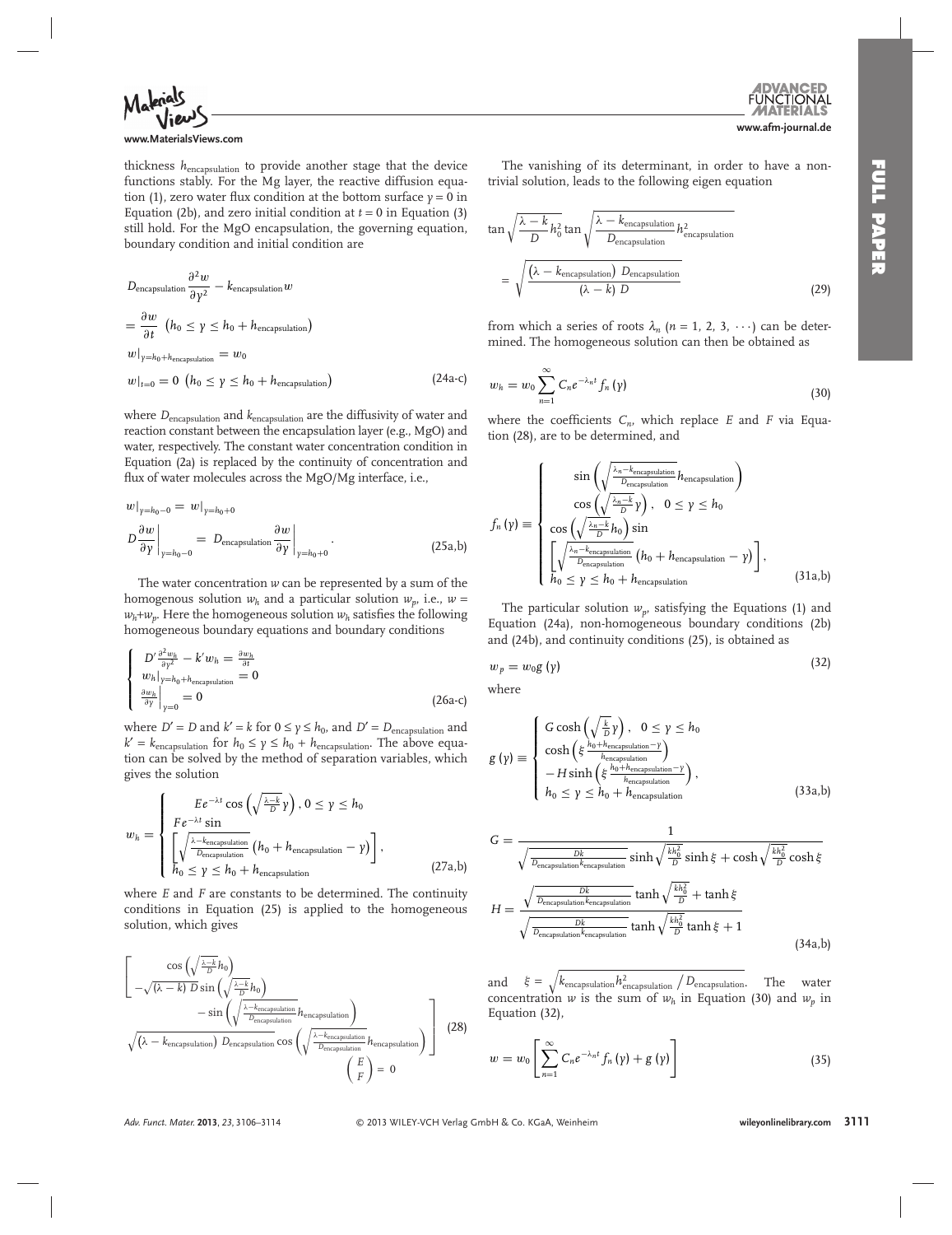thickness $h_{\text{encapsulation}}$ to provide another stage that the device functions stably. For the Mg layer, the reactive diffusion equation (1), zero water flux condition at the bottom surface $y = 0$ in Equation (2b), and zero initial condition at $t = 0$ in Equation (3) still hold. For the MgO encapsulation, the governing equation, boundary condition and initial condition are

$$
\begin{aligned}
& D_{\text{encapsulation}} \frac{\partial^2 w}{\partial y^2} - k_{\text{encapsulation}} w \\
& = \frac{\partial w}{\partial t} \quad \left(h_0 \le y \le h_0 + h_{\text{encapsulation}}\right) \\
& w|_{y=h_0+h_{\text{encapsulation}}} = w_0 \\
& w|_{t=0} = 0 \quad \left(h_0 \le y \le h_0 + h_{\text{encapsulation}}\right)
\end{aligned}
\tag{24a-c}
$$

where $D_{\text{encapsulation}}$ and $k_{\text{encapsulation}}$ are the diffusivity of water and reaction constant between the encapsulation layer (e.g., MgO) and water, respectively. The constant water concentration condition in Equation (2a) is replaced by the continuity of concentration and flux of water molecules across the MgO/Mg interface, i.e.,

$$
\begin{aligned}
& w|_{y=h_0-0} = w|_{y=h_0+0} \\
& D \left.\frac{\partial w}{\partial y}\right|_{y=h_0-0} = D_{\text{encapsulation}} \left.\frac{\partial w}{\partial y}\right|_{y=h_0+0}.
\end{aligned}
\tag{25a,b}
$$

The water concentration $w$ can be represented by a sum of the homogenous solution $w_h$ and a particular solution $w_p$, i.e., $w = w_h + w_p$. Here the homogeneous solution $w_h$ satisfies the following homogeneous boundary equations and boundary conditions

$$
\begin{cases}
D' \frac{\partial^2 w_h}{\partial y^2} - k' w_h = \frac{\partial w_h}{\partial t} \\
w_h|_{y=h_0+h_{\text{encapsulation}}} = 0 \\
\left.\frac{\partial w_h}{\partial y}\right|_{y=0} = 0
\end{cases}
\tag{26a-c}
$$

where $D' = D$ and $k' = k$ for $0 \le y \le h_0$, and $D' = D_{\text{encapsulation}}$ and $k' = k_{\text{encapsulation}}$ for $h_0 \le y \le h_0 + h_{\text{encapsulation}}$. The above equation can be solved by the method of separation variables, which gives the solution

$$
w_h = \begin{cases}
E e^{-\lambda t} \cos\left(\sqrt{\frac{\lambda - k}{D}} y\right), \ 0 \le y \le h_0 \\
F e^{-\lambda t} \sin \left[\sqrt{\frac{\lambda - k_{\text{encapsulation}}}{D_{\text{encapsulation}}}} \left(h_0 + h_{\text{encapsulation}} - y\right)\right], \\
h_0 \le y \le h_0 + h_{\text{encapsulation}}
\end{cases}
\tag{27a,b}
$$

where $E$ and $F$ are constants to be determined. The continuity conditions in Equation (25) is applied to the homogeneous solution, which gives

$$
\begin{bmatrix}
\cos\left(\sqrt{\frac{\lambda-k}{D}} h_0\right) & -\sin\left(\sqrt{\frac{\lambda - k_{\text{encapsulation}}}{D_{\text{encapsulation}}}} h_{\text{encapsulation}}\right) \\
-\sqrt{(\lambda - k)\, D} \sin\left(\sqrt{\frac{\lambda-k}{D}} h_0\right) & \sqrt{\left(\lambda - k_{\text{encapsulation}}\right) D_{\text{encapsulation}}} \cos\left(\sqrt{\frac{\lambda - k_{\text{encapsulation}}}{D_{\text{encapsulation}}}} h_{\text{encapsulation}}\right)
\end{bmatrix}
\begin{pmatrix} E \\ F \end{pmatrix} = 0
\tag{28}
$$

The vanishing of its determinant, in order to have a non-trivial solution, leads to the following eigen equation

$$
\tan\sqrt{\frac{\lambda - k}{D} h_0^2} \tan\sqrt{\frac{\lambda - k_{\text{encapsulation}}}{D_{\text{encapsulation}}} h_{\text{encapsulation}}^2} = \sqrt{\frac{\left(\lambda - k_{\text{encapsulation}}\right) D_{\text{encapsulation}}}{(\lambda - k)\, D}}
\tag{29}
$$

from which a series of roots $\lambda_n$ ($n = 1, 2, 3, \cdots$) can be determined. The homogeneous solution can then be obtained as

$$
w_h = w_0 \sum_{n=1}^{\infty} C_n e^{-\lambda_n t} f_n(y)
\tag{30}
$$

where the coefficients $C_n$, which replace $E$ and $F$ via Equation (28), are to be determined, and

$$
f_n(y) \equiv \begin{cases}
\sin\left(\sqrt{\frac{\lambda_n - k_{\text{encapsulation}}}{D_{\text{encapsulation}}}} h_{\text{encapsulation}}\right) \cos\left(\sqrt{\frac{\lambda_n - k}{D}} y\right), \quad 0 \le y \le h_0 \\
\cos\left(\sqrt{\frac{\lambda_n - k}{D}} h_0\right) \sin \left[\sqrt{\frac{\lambda_n - k_{\text{encapsulation}}}{D_{\text{encapsulation}}}} \left(h_0 + h_{\text{encapsulation}} - y\right)\right], \\
h_0 \le y \le h_0 + h_{\text{encapsulation}}
\end{cases}
\tag{31a,b}
$$

The particular solution $w_p$, satisfying the Equations (1) and Equation (24a), non-homogeneous boundary conditions (2b) and (24b), and continuity conditions (25), is obtained as

$$
w_p = w_0 g(y)
\tag{32}
$$

where

$$
g(y) \equiv \begin{cases}
G \cosh\left(\sqrt{\frac{k}{D}} y\right), \quad 0 \le y \le h_0 \\
\cosh\left(\xi \frac{h_0 + h_{\text{encapsulation}} - y}{h_{\text{encapsulation}}}\right) - H \sinh\left(\xi \frac{h_0 + h_{\text{encapsulation}} - y}{h_{\text{encapsulation}}}\right), \\
h_0 \le y \le h_0 + h_{\text{encapsulation}}
\end{cases}
\tag{33a,b}
$$

$$
G = \frac{1}{\sqrt{\frac{Dk}{D_{\text{encapsulation}} k_{\text{encapsulation}}}} \sinh\sqrt{\frac{k h_0^2}{D}} \sinh\xi + \cosh\sqrt{\frac{k h_0^2}{D}} \cosh\xi}
$$

$$
H = \frac{\sqrt{\frac{Dk}{D_{\text{encapsulation}} k_{\text{encapsulation}}}} \tanh\sqrt{\frac{k h_0^2}{D}} + \tanh\xi}{\sqrt{\frac{Dk}{D_{\text{encapsulation}} k_{\text{encapsulation}}}} \tanh\sqrt{\frac{k h_0^2}{D}} \tanh\xi + 1}
\tag{34a,b}
$$

and $\xi = \sqrt{k_{\text{encapsulation}} h_{\text{encapsulation}}^2 / D_{\text{encapsulation}}}$. The water concentration $w$ is the sum of $w_h$ in Equation (30) and $w_p$ in Equation (32),

$$
w = w_0 \left[\sum_{n=1}^{\infty} C_n e^{-\lambda_n t} f_n(y) + g(y)\right]
\tag{35}
$$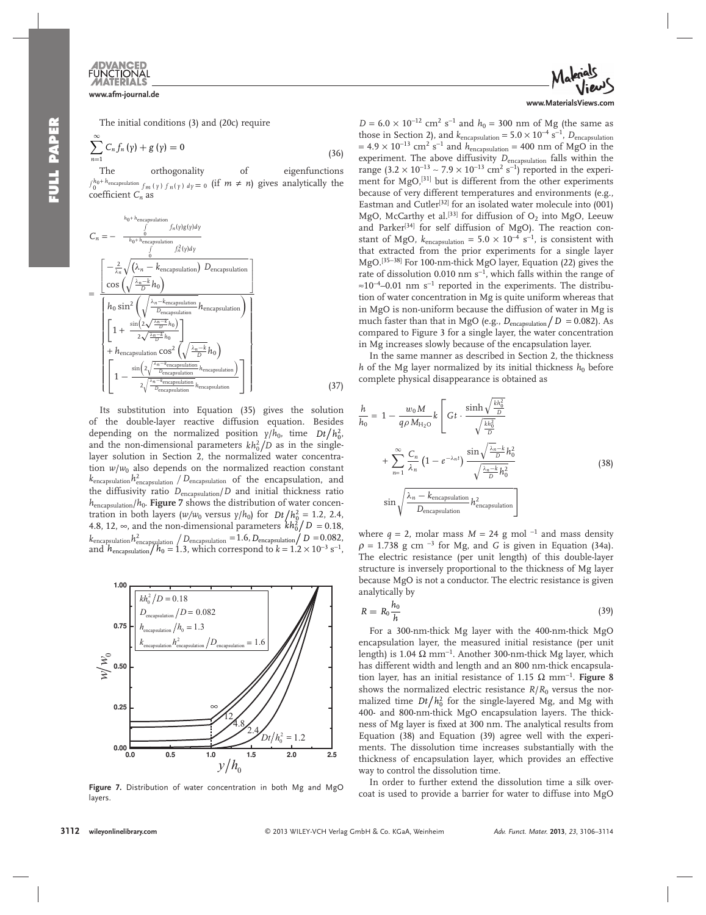The initial conditions (3) and (20c) require

$$\sum_{n=1}^{\infty} C_n f_n(y) + g(y) = 0 \tag{36}$$

The orthogonality of eigenfunctions $\int_0^{h_0+h_{\text{encapsulation}}} f_m(y) f_n(y)\, dy = 0$ (if $m \neq n$) gives analytically the coefficient $C_n$ as

$$C_n = -\frac{\int_0^{h_0+h_{\text{encapsulation}}} f_n(y) g(y) dy}{\int_0^{h_0+h_{\text{encapsulation}}} f_n^2(y) dy} = \frac{\left[-\frac{2}{\lambda_n}\sqrt{\left(\lambda_n - k_{\text{encapsulation}}\right) D_{\text{encapsulation}}}\;\cos\left(\sqrt{\frac{\lambda_n - k}{D}} h_0\right)\right]}{\left\{\begin{array}{l} h_0 \sin^2\left(\sqrt{\frac{\lambda_n - k_{\text{encapsulation}}}{D_{\text{encapsulation}}}} h_{\text{encapsulation}}\right) \left[1 + \frac{\sin\left(2\sqrt{\frac{\lambda_n - k}{D}} h_0\right)}{2\sqrt{\frac{\lambda_n - k}{D}} h_0}\right] \\ + h_{\text{encapsulation}} \cos^2\left(\sqrt{\frac{\lambda_n - k}{D}} h_0\right) \left[1 - \frac{\sin\left(2\sqrt{\frac{\lambda_n - k_{\text{encapsulation}}}{D_{\text{encapsulation}}}} h_{\text{encapsulation}}\right)}{2\sqrt{\frac{\lambda_n - k_{\text{encapsulation}}}{D_{\text{encapsulation}}}} h_{\text{encapsulation}}}\right] \end{array}\right\}} \tag{37}$$

Its substitution into Equation (35) gives the solution of the double-layer reactive diffusion equation. Besides depending on the normalized position $y/h_0$, time $Dt/h_0^2$, and the non-dimensional parameters $kh_0^2/D$ as in the single-layer solution in Section 2, the normalized water concentration $w/w_0$ also depends on the normalized reaction constant $k_{\text{encapsulation}} h_{\text{encapsulation}}^2 / D_{\text{encapsulation}}$ of the encapsulation, and the diffusivity ratio $D_{\text{encapsulation}}/D$ and initial thickness ratio $h_{\text{encapsulation}}/h_0$. **Figure 7** shows the distribution of water concentration in both layers ($w/w_0$ versus $y/h_0$) for $Dt/h_0^2 = 1.2$, 2.4, 4.8, 12, $\infty$, and the non-dimensional parameters $kh_0^2/D = 0.18$, $k_{\text{encapsulation}} h_{\text{encapsulation}}^2 / D_{\text{encapsulation}} = 1.6$, $D_{\text{encapsulation}}/D = 0.082$, and $h_{\text{encapsulation}}/h_0 = 1.3$, which correspond to $k = 1.2 \times 10^{-3}$ s$^{-1}$, $D = 6.0 \times 10^{-12}$ cm$^2$ s$^{-1}$ and $h_0 = 300$ nm of Mg (the same as those in Section 2), and $k_{\text{encapsulation}} = 5.0 \times 10^{-4}$ s$^{-1}$, $D_{\text{encapsulation}} = 4.9 \times 10^{-13}$ cm$^2$ s$^{-1}$ and $h_{\text{encapsulation}} = 400$ nm of MgO in the experiment. The above diffusivity $D_{\text{encapsulation}}$ falls within the range ($3.2 \times 10^{-13} \sim 7.9 \times 10^{-13}$ cm$^2$ s$^{-1}$) reported in the experiment for MgO,[31] but is different from the other experiments because of very different temperatures and environments (e.g., Eastman and Cutler[32] for an isolated water molecule into (001) MgO, McCarthy et al.[33] for diffusion of $O_2$ into MgO, Leeuw and Parker[34] for self diffusion of MgO). The reaction constant of MgO, $k_{\text{encapsulation}} = 5.0 \times 10^{-4}$ s$^{-1}$, is consistent with that extracted from the prior experiments for a single layer MgO.[35–38] For 100-nm-thick MgO layer, Equation (22) gives the rate of dissolution 0.010 nm s$^{-1}$, which falls within the range of $\approx 10^{-4}$–0.01 nm s$^{-1}$ reported in the experiments. The distribution of water concentration in Mg is quite uniform whereas that in MgO is non-uniform because the diffusion of water in Mg is much faster than that in MgO (e.g., $D_{\text{encapsulation}}/D = 0.082$). As compared to Figure 3 for a single layer, the water concentration in Mg increases slowly because of the encapsulation layer.

Figure 7. Distribution of water concentration in both Mg and MgO layers.

In the same manner as described in Section 2, the thickness $h$ of the Mg layer normalized by its initial thickness $h_0$ before complete physical disappearance is obtained as

$$\frac{h}{h_0} = 1 - \frac{w_0 M}{q \rho M_{H_2O}} k \left[ Gt \cdot \frac{\sinh\sqrt{\frac{kh_0^2}{D}}}{\sqrt{\frac{kh_0^2}{D}}} + \sum_{n=1}^{\infty} \frac{C_n}{\lambda_n}\left(1 - e^{-\lambda_n t}\right) \frac{\sin\sqrt{\frac{\lambda_n - k}{D} h_0^2}}{\sqrt{\frac{\lambda_n - k}{D} h_0^2}} \sin\sqrt{\frac{\lambda_n - k_{\text{encapsulation}}}{D_{\text{encapsulation}}} h_{\text{encapsulation}}^2} \right] \tag{38}$$

where $q = 2$, molar mass $M = 24$ g mol$^{-1}$ and mass density $\rho = 1.738$ g cm$^{-3}$ for Mg, and $G$ is given in Equation (34a). The electric resistance (per unit length) of this double-layer structure is inversely proportional to the thickness of Mg layer because MgO is not a conductor. The electric resistance is given analytically by

$$R = R_0 \frac{h_0}{h} \tag{39}$$

For a 300-nm-thick Mg layer with the 400-nm-thick MgO encapsulation layer, the measured initial resistance (per unit length) is 1.04 Ω mm$^{-1}$. Another 300-nm-thick Mg layer, which has different width and length and an 800 nm-thick encapsulation layer, has an initial resistance of 1.15 Ω mm$^{-1}$. **Figure 8** shows the normalized electric resistance $R/R_0$ versus the normalized time $Dt/h_0^2$ for the single-layered Mg, and Mg with 400- and 800-nm-thick MgO encapsulation layers. The thickness of Mg layer is fixed at 300 nm. The analytical results from Equation (38) and Equation (39) agree well with the experiments. The dissolution time increases substantially with the thickness of encapsulation layer, which provides an effective way to control the dissolution time.

In order to further extend the dissolution time a silk overcoat is used to provide a barrier for water to diffuse into MgO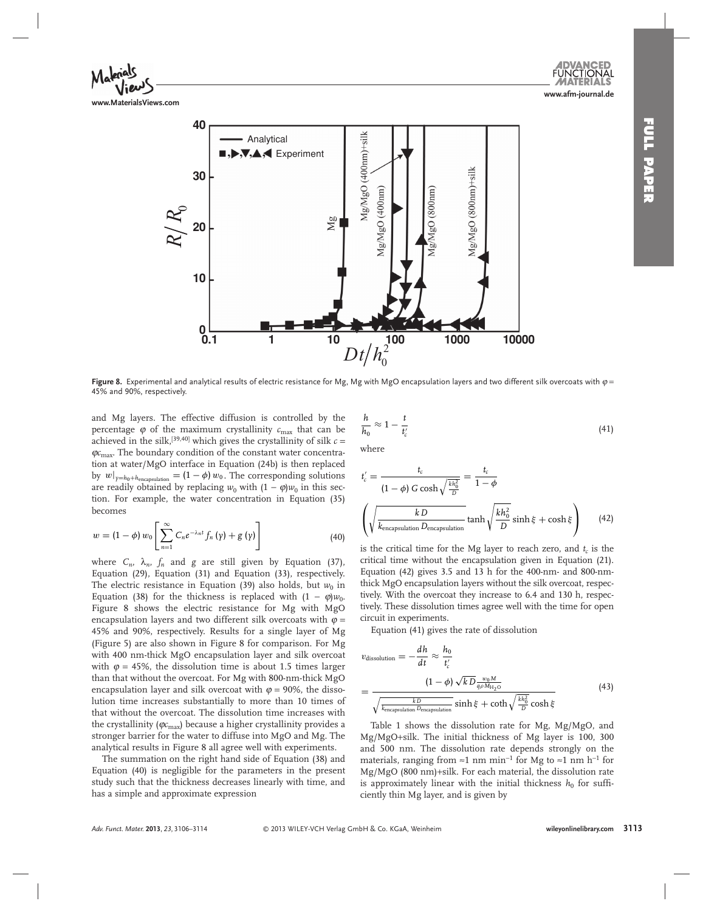**Figure 8.** Experimental and analytical results of electric resistance for Mg, Mg with MgO encapsulation layers and two different silk overcoats with $\varphi$ = 45% and 90%, respectively.

and Mg layers. The effective diffusion is controlled by the percentage $\varphi$ of the maximum crystallinity $c_{\max}$ that can be achieved in the silk,[39,40] which gives the crystallinity of silk $c = \varphi c_{\max}$. The boundary condition of the constant water concentration at water/MgO interface in Equation (24b) is then replaced by $w|_{y=h_0+h_{\text{encapsulation}}} = (1-\phi)\, w_0$. The corresponding solutions are readily obtained by replacing $w_0$ with $(1-\varphi)w_0$ in this section. For example, the water concentration in Equation (35) becomes

$$w = (1-\phi)\, w_0 \left[\sum_{n=1}^{\infty} C_n e^{-\lambda_n t} f_n(y) + g(y)\right] \tag{40}$$

where $C_n$, $\lambda_n$, $f_n$ and $g$ are still given by Equation (37), Equation (29), Equation (31) and Equation (33), respectively. The electric resistance in Equation (39) also holds, but $w_0$ in Equation (38) for the thickness is replaced with $(1-\varphi)w_0$. Figure 8 shows the electric resistance for Mg with MgO encapsulation layers and two different silk overcoats with $\varphi$ = 45% and 90%, respectively. Results for a single layer of Mg (Figure 5) are also shown in Figure 8 for comparison. For Mg with 400 nm-thick MgO encapsulation layer and silk overcoat with $\varphi$ = 45%, the dissolution time is about 1.5 times larger than that without the overcoat. For Mg with 800-nm-thick MgO encapsulation layer and silk overcoat with $\varphi$ = 90%, the dissolution time increases substantially to more than 10 times of that without the overcoat. The dissolution time increases with the crystallinity ($\varphi c_{\max}$) because a higher crystallinity provides a stronger barrier for the water to diffuse into MgO and Mg. The analytical results in Figure 8 all agree well with experiments.

The summation on the right hand side of Equation (38) and Equation (40) is negligible for the parameters in the present study such that the thickness decreases linearly with time, and has a simple and approximate expression

$$\frac{h}{h_0} \approx 1 - \frac{t}{t_c'} \tag{41}$$

where

$$t_c' = \frac{t_c}{(1-\phi)\, G \cosh\sqrt{\frac{kh_0^2}{D}}} = \frac{t_c}{1-\phi} \left(\sqrt{\frac{kD}{k_{\text{encapsulation}} D_{\text{encapsulation}}}} \tanh\sqrt{\frac{kh_0^2}{D}} \sinh\xi + \cosh\xi\right) \tag{42}$$

is the critical time for the Mg layer to reach zero, and $t_c$ is the critical time without the encapsulation given in Equation (21). Equation (42) gives 3.5 and 13 h for the 400-nm- and 800-nm-thick MgO encapsulation layers without the silk overcoat, respectively. With the overcoat they increase to 6.4 and 130 h, respectively. These dissolution times agree well with the time for open circuit in experiments.

Equation (41) gives the rate of dissolution

$$v_{\text{dissolution}} = -\frac{dh}{dt} \approx \frac{h_0}{t_c'} = \frac{(1-\phi)\sqrt{kD}\,\frac{w_0 M}{q\rho M_{H_2O}}}{\sqrt{\frac{kD}{k_{\text{encapsulation}} D_{\text{encapsulation}}}} \sinh\xi + \coth\sqrt{\frac{kh_0^2}{D}} \cosh\xi} \tag{43}$$

Table 1 shows the dissolution rate for Mg, Mg/MgO, and Mg/MgO+silk. The initial thickness of Mg layer is 100, 300 and 500 nm. The dissolution rate depends strongly on the materials, ranging from ≈1 nm min$^{-1}$ for Mg to ≈1 nm h$^{-1}$ for Mg/MgO (800 nm)+silk. For each material, the dissolution rate is approximately linear with the initial thickness $h_0$ for sufficiently thin Mg layer, and is given by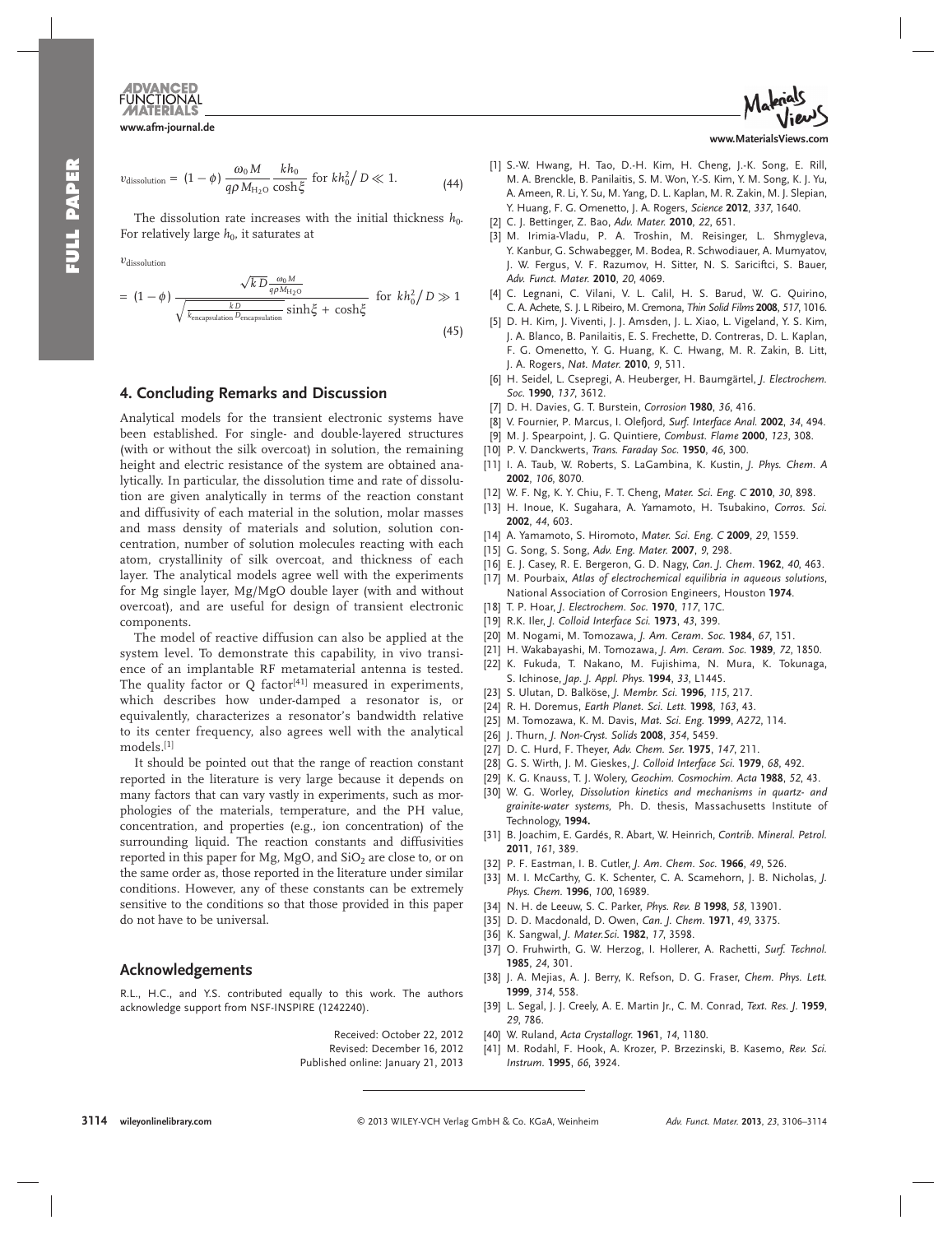$$v_{\text{dissolution}} = (1-\phi)\frac{\omega_0 M}{q\rho M_{\text{H}_2\text{O}}}\frac{kh_0}{\cosh\xi} \text{ for } kh_0^2/D \ll 1. \tag{44}$$

The dissolution rate increases with the initial thickness $h_0$. For relatively large $h_0$, it saturates at

$$v_{\text{dissolution}} = (1-\phi)\frac{\sqrt{kD}\frac{\omega_0 M}{q\rho M_{\text{H}_2\text{O}}}}{\sqrt{\frac{kD}{k_{\text{encapsulation}}D_{\text{encapsulation}}}}\sinh\xi + \cosh\xi} \text{ for } kh_0^2/D \gg 1 \tag{45}$$

## 4. Concluding Remarks and Discussion

Analytical models for the transient electronic systems have been established. For single- and double-layered structures (with or without the silk overcoat) in solution, the remaining height and electric resistance of the system are obtained analytically. In particular, the dissolution time and rate of dissolution are given analytically in terms of the reaction constant and diffusivity of each material in the solution, molar masses and mass density of materials and solution, solution concentration, number of solution molecules reacting with each atom, crystallinity of silk overcoat, and thickness of each layer. The analytical models agree well with the experiments for Mg single layer, Mg/MgO double layer (with and without overcoat), and are useful for design of transient electronic components.

The model of reactive diffusion can also be applied at the system level. To demonstrate this capability, in vivo transience of an implantable RF metamaterial antenna is tested. The quality factor or Q factor[41] measured in experiments, which describes how under-damped a resonator is, or equivalently, characterizes a resonator's bandwidth relative to its center frequency, also agrees well with the analytical models.[1]

It should be pointed out that the range of reaction constant reported in the literature is very large because it depends on many factors that can vary vastly in experiments, such as morphologies of the materials, temperature, and the PH value, concentration, and properties (e.g., ion concentration) of the surrounding liquid. The reaction constants and diffusivities reported in this paper for Mg, MgO, and $SiO_2$ are close to, or on the same order as, those reported in the literature under similar conditions. However, any of these constants can be extremely sensitive to the conditions so that those provided in this paper do not have to be universal.

## Acknowledgements

R.L., H.C., and Y.S. contributed equally to this work. The authors acknowledge support from NSF-INSPIRE (1242240).

Received: October 22, 2012
Revised: December 16, 2012
Published online: January 21, 2013

[1] S.-W. Hwang, H. Tao, D.-H. Kim, H. Cheng, J.-K. Song, E. Rill, M. A. Brenckle, B. Panilaitis, S. M. Won, Y.-S. Kim, Y. M. Song, K. J. Yu, A. Ameen, R. Li, Y. Su, M. Yang, D. L. Kaplan, M. R. Zakin, M. J. Slepian, Y. Huang, F. G. Omenetto, J. A. Rogers, *Science* **2012**, *337*, 1640.
[2] C. J. Bettinger, Z. Bao, *Adv. Mater.* **2010**, *22*, 651.
[3] M. Irimia-Vladu, P. A. Troshin, M. Reisinger, L. Shmygleva, Y. Kanbur, G. Schwabegger, M. Bodea, R. Schwodiauer, A. Mumyatov, J. W. Fergus, V. F. Razumov, H. Sitter, N. S. Sariciftci, S. Bauer, *Adv. Funct. Mater.* **2010**, *20*, 4069.
[4] C. Legnani, C. Vilani, V. L. Calil, H. S. Barud, W. G. Quirino, C. A. Achete, S. J. L Ribeiro, M. Cremona, *Thin Solid Films* **2008**, *517*, 1016.
[5] D. H. Kim, J. Viventi, J. J. Amsden, J. L. Xiao, L. Vigeland, Y. S. Kim, J. A. Blanco, B. Panilaitis, E. S. Frechette, D. Contreras, D. L. Kaplan, F. G. Omenetto, Y. G. Huang, K. C. Hwang, M. R. Zakin, B. Litt, J. A. Rogers, *Nat. Mater.* **2010**, *9*, 511.
[6] H. Seidel, L. Csepregi, A. Heuberger, H. Baumgärtel, *J. Electrochem. Soc.* **1990**, *137*, 3612.
[7] D. H. Davies, G. T. Burstein, *Corrosion* **1980**, *36*, 416.
[8] V. Fournier, P. Marcus, I. Olefjord, *Surf. Interface Anal.* **2002**, *34*, 494.
[9] M. J. Spearpoint, J. G. Quintiere, *Combust. Flame* **2000**, *123*, 308.
[10] P. V. Danckwerts, *Trans. Faraday Soc.* **1950**, *46*, 300.
[11] I. A. Taub, W. Roberts, S. LaGambina, K. Kustin, *J. Phys. Chem. A* **2002**, *106*, 8070.
[12] W. F. Ng, K. Y. Chiu, F. T. Cheng, *Mater. Sci. Eng. C* **2010**, *30*, 898.
[13] H. Inoue, K. Sugahara, A. Yamamoto, H. Tsubakino, *Corros. Sci.* **2002**, *44*, 603.
[14] A. Yamamoto, S. Hiromoto, *Mater. Sci. Eng. C* **2009**, *29*, 1559.
[15] G. Song, S. Song, *Adv. Eng. Mater.* **2007**, *9*, 298.
[16] E. J. Casey, R. E. Bergeron, G. D. Nagy, *Can. J. Chem.* **1962**, *40*, 463.
[17] M. Pourbaix, *Atlas of electrochemical equilibria in aqueous solutions*, National Association of Corrosion Engineers, Houston **1974**.
[18] T. P. Hoar, *J. Electrochem. Soc.* **1970**, *117*, 17C.
[19] R.K. Iler, *J. Colloid Interface Sci.* **1973**, *43*, 399.
[20] M. Nogami, M. Tomozawa, *J. Am. Ceram. Soc.* **1984**, *67*, 151.
[21] H. Wakabayashi, M. Tomozawa, *J. Am. Ceram. Soc.* **1989**, *72*, 1850.
[22] K. Fukuda, T. Nakano, M. Fujishima, N. Mura, K. Tokunaga, S. Ichinose, *Jap. J. Appl. Phys.* **1994**, *33*, L1445.
[23] S. Ulutan, D. Balköse, *J. Membr. Sci.* **1996**, *115*, 217.
[24] R. H. Doremus, *Earth Planet. Sci. Lett.* **1998**, *163*, 43.
[25] M. Tomozawa, K. M. Davis, *Mat. Sci. Eng.* **1999**, *A272*, 114.
[26] J. Thurn, *J. Non-Cryst. Solids* **2008**, *354*, 5459.
[27] D. C. Hurd, F. Theyer, *Adv. Chem. Ser.* **1975**, *147*, 211.
[28] G. S. Wirth, J. M. Gieskes, *J. Colloid Interface Sci.* **1979**, *68*, 492.
[29] K. G. Knauss, T. J. Wolery, *Geochim. Cosmochim. Acta* **1988**, *52*, 43.
[30] W. G. Worley, *Dissolution kinetics and mechanisms in quartz- and grainite-water systems*, Ph. D. thesis, Massachusetts Institute of Technology, **1994.**
[31] B. Joachim, E. Gardés, R. Abart, W. Heinrich, *Contrib. Mineral. Petrol.* **2011**, *161*, 389.
[32] P. F. Eastman, I. B. Cutler, *J. Am. Chem. Soc.* **1966**, *49*, 526.
[33] M. I. McCarthy, G. K. Schenter, C. A. Scamehorn, J. B. Nicholas, *J. Phys. Chem.* **1996**, *100*, 16989.
[34] N. H. de Leeuw, S. C. Parker, *Phys. Rev. B* **1998**, *58*, 13901.
[35] D. D. Macdonald, D. Owen, *Can. J. Chem.* **1971**, *49*, 3375.
[36] K. Sangwal, *J. Mater.Sci.* **1982**, *17*, 3598.
[37] O. Fruhwirth, G. W. Herzog, I. Hollerer, A. Rachetti, *Surf. Technol.* **1985**, *24*, 301.
[38] J. A. Mejias, A. J. Berry, K. Refson, D. G. Fraser, *Chem. Phys. Lett.* **1999**, *314*, 558.
[39] L. Segal, J. J. Creely, A. E. Martin Jr., C. M. Conrad, *Text. Res. J.* **1959**, *29*, 786.
[40] W. Ruland, *Acta Crystallogr.* **1961**, *14*, 1180.
[41] M. Rodahl, F. Hook, A. Krozer, P. Brzezinski, B. Kasemo, *Rev. Sci. Instrum.* **1995**, *66*, 3924.